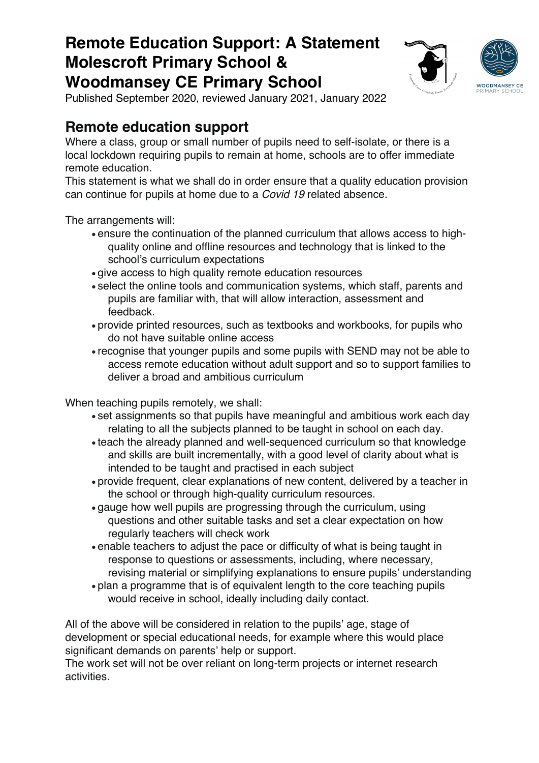# Remote Education Support: A Statement Molescroft Primary School & Woodmansey CE Primary School

Published September 2020, reviewed January 2021, January 2022

## Remote education support

Where a class, group or small number of pupils need to self-isolate, or there is a local lockdown requiring pupils to remain at home, schools are to offer immediate remote education.

This statement is what we shall do in order ensure that a quality education provision can continue for pupils at home due to a *Covid 19* related absence.

The arrangements will:

- ensure the continuation of the planned curriculum that allows access to high-quality online and offline resources and technology that is linked to the school's curriculum expectations
- give access to high quality remote education resources
- select the online tools and communication systems, which staff, parents and pupils are familiar with, that will allow interaction, assessment and feedback.
- provide printed resources, such as textbooks and workbooks, for pupils who do not have suitable online access
- recognise that younger pupils and some pupils with SEND may not be able to access remote education without adult support and so to support families to deliver a broad and ambitious curriculum

When teaching pupils remotely, we shall:

- set assignments so that pupils have meaningful and ambitious work each day relating to all the subjects planned to be taught in school on each day.
- teach the already planned and well-sequenced curriculum so that knowledge and skills are built incrementally, with a good level of clarity about what is intended to be taught and practised in each subject
- provide frequent, clear explanations of new content, delivered by a teacher in the school or through high-quality curriculum resources.
- gauge how well pupils are progressing through the curriculum, using questions and other suitable tasks and set a clear expectation on how regularly teachers will check work
- enable teachers to adjust the pace or difficulty of what is being taught in response to questions or assessments, including, where necessary, revising material or simplifying explanations to ensure pupils' understanding
- plan a programme that is of equivalent length to the core teaching pupils would receive in school, ideally including daily contact.

All of the above will be considered in relation to the pupils' age, stage of development or special educational needs, for example where this would place significant demands on parents' help or support.

The work set will not be over reliant on long-term projects or internet research activities.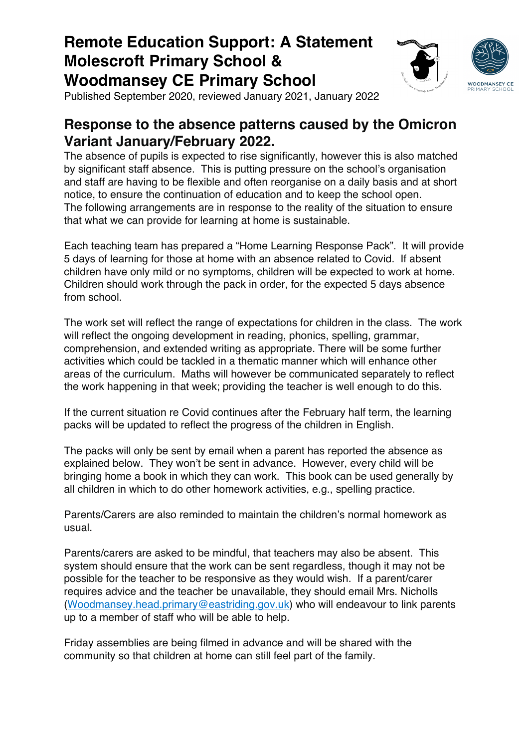# Remote Education Support: A Statement Molescroft Primary School & Woodmansey CE Primary School

Published September 2020, reviewed January 2021, January 2022

## Response to the absence patterns caused by the Omicron Variant January/February 2022.

The absence of pupils is expected to rise significantly, however this is also matched by significant staff absence. This is putting pressure on the school's organisation and staff are having to be flexible and often reorganise on a daily basis and at short notice, to ensure the continuation of education and to keep the school open. The following arrangements are in response to the reality of the situation to ensure that what we can provide for learning at home is sustainable.

Each teaching team has prepared a "Home Learning Response Pack". It will provide 5 days of learning for those at home with an absence related to Covid. If absent children have only mild or no symptoms, children will be expected to work at home. Children should work through the pack in order, for the expected 5 days absence from school.

The work set will reflect the range of expectations for children in the class. The work will reflect the ongoing development in reading, phonics, spelling, grammar, comprehension, and extended writing as appropriate. There will be some further activities which could be tackled in a thematic manner which will enhance other areas of the curriculum. Maths will however be communicated separately to reflect the work happening in that week; providing the teacher is well enough to do this.

If the current situation re Covid continues after the February half term, the learning packs will be updated to reflect the progress of the children in English.

The packs will only be sent by email when a parent has reported the absence as explained below. They won't be sent in advance. However, every child will be bringing home a book in which they can work. This book can be used generally by all children in which to do other homework activities, e.g., spelling practice.

Parents/Carers are also reminded to maintain the children's normal homework as usual.

Parents/carers are asked to be mindful, that teachers may also be absent. This system should ensure that the work can be sent regardless, though it may not be possible for the teacher to be responsive as they would wish. If a parent/carer requires advice and the teacher be unavailable, they should email Mrs. Nicholls (Woodmansey.head.primary@eastriding.gov.uk) who will endeavour to link parents up to a member of staff who will be able to help.

Friday assemblies are being filmed in advance and will be shared with the community so that children at home can still feel part of the family.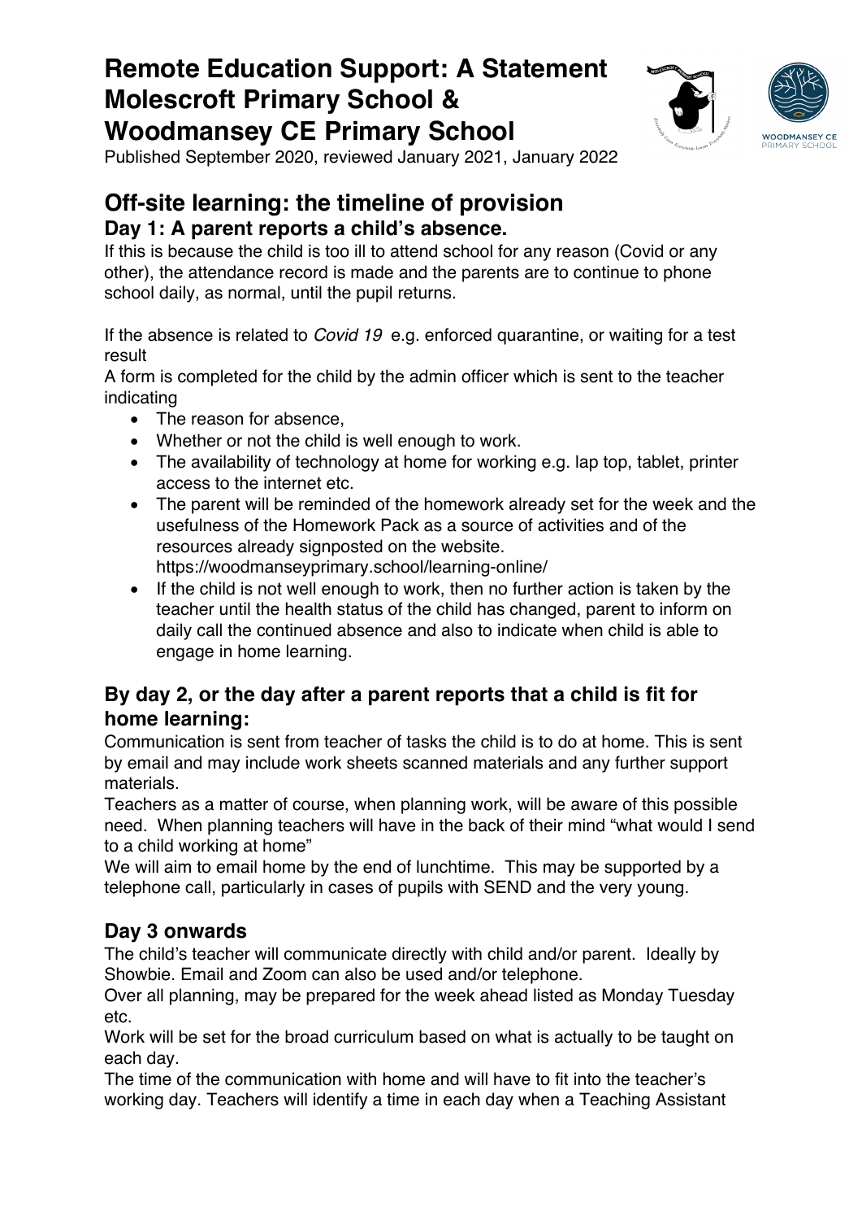# Remote Education Support: A Statement Molescroft Primary School & Woodmansey CE Primary School

Published September 2020, reviewed January 2021, January 2022

## Off-site learning: the timeline of provision

### Day 1: A parent reports a child's absence.

If this is because the child is too ill to attend school for any reason (Covid or any other), the attendance record is made and the parents are to continue to phone school daily, as normal, until the pupil returns.

If the absence is related to *Covid 19* e.g. enforced quarantine, or waiting for a test result

A form is completed for the child by the admin officer which is sent to the teacher indicating

- The reason for absence,
- Whether or not the child is well enough to work.
- The availability of technology at home for working e.g. lap top, tablet, printer access to the internet etc.
- The parent will be reminded of the homework already set for the week and the usefulness of the Homework Pack as a source of activities and of the resources already signposted on the website. https://woodmanseyprimary.school/learning-online/
- If the child is not well enough to work, then no further action is taken by the teacher until the health status of the child has changed, parent to inform on daily call the continued absence and also to indicate when child is able to engage in home learning.

### By day 2, or the day after a parent reports that a child is fit for home learning:

Communication is sent from teacher of tasks the child is to do at home. This is sent by email and may include work sheets scanned materials and any further support materials.

Teachers as a matter of course, when planning work, will be aware of this possible need. When planning teachers will have in the back of their mind "what would I send to a child working at home"

We will aim to email home by the end of lunchtime. This may be supported by a telephone call, particularly in cases of pupils with SEND and the very young.

### Day 3 onwards

The child's teacher will communicate directly with child and/or parent. Ideally by Showbie. Email and Zoom can also be used and/or telephone.

Over all planning, may be prepared for the week ahead listed as Monday Tuesday etc.

Work will be set for the broad curriculum based on what is actually to be taught on each day.

The time of the communication with home and will have to fit into the teacher's working day. Teachers will identify a time in each day when a Teaching Assistant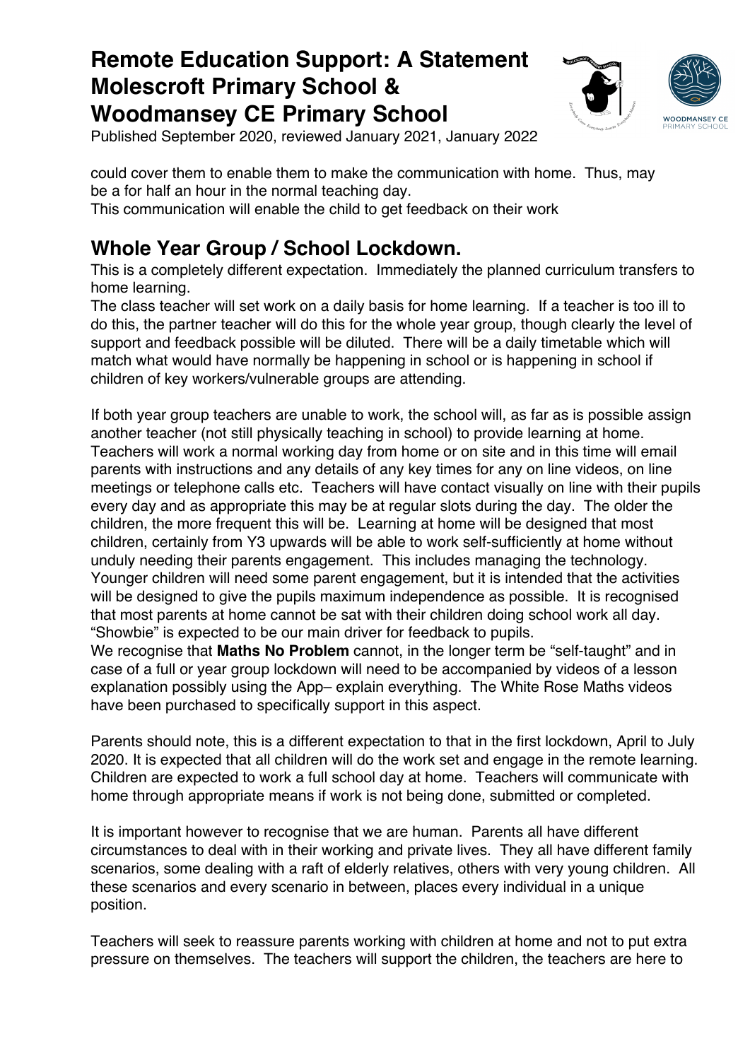could cover them to enable them to make the communication with home. Thus, may be a for half an hour in the normal teaching day.
This communication will enable the child to get feedback on their work

## Whole Year Group / School Lockdown.

This is a completely different expectation. Immediately the planned curriculum transfers to home learning.
The class teacher will set work on a daily basis for home learning. If a teacher is too ill to do this, the partner teacher will do this for the whole year group, though clearly the level of support and feedback possible will be diluted. There will be a daily timetable which will match what would have normally be happening in school or is happening in school if children of key workers/vulnerable groups are attending.

If both year group teachers are unable to work, the school will, as far as is possible assign another teacher (not still physically teaching in school) to provide learning at home. Teachers will work a normal working day from home or on site and in this time will email parents with instructions and any details of any key times for any on line videos, on line meetings or telephone calls etc. Teachers will have contact visually on line with their pupils every day and as appropriate this may be at regular slots during the day. The older the children, the more frequent this will be. Learning at home will be designed that most children, certainly from Y3 upwards will be able to work self-sufficiently at home without unduly needing their parents engagement. This includes managing the technology. Younger children will need some parent engagement, but it is intended that the activities will be designed to give the pupils maximum independence as possible. It is recognised that most parents at home cannot be sat with their children doing school work all day. "Showbie" is expected to be our main driver for feedback to pupils.
We recognise that **Maths No Problem** cannot, in the longer term be "self-taught" and in case of a full or year group lockdown will need to be accompanied by videos of a lesson explanation possibly using the App– explain everything. The White Rose Maths videos have been purchased to specifically support in this aspect.

Parents should note, this is a different expectation to that in the first lockdown, April to July 2020. It is expected that all children will do the work set and engage in the remote learning. Children are expected to work a full school day at home. Teachers will communicate with home through appropriate means if work is not being done, submitted or completed.

It is important however to recognise that we are human. Parents all have different circumstances to deal with in their working and private lives. They all have different family scenarios, some dealing with a raft of elderly relatives, others with very young children. All these scenarios and every scenario in between, places every individual in a unique position.

Teachers will seek to reassure parents working with children at home and not to put extra pressure on themselves. The teachers will support the children, the teachers are here to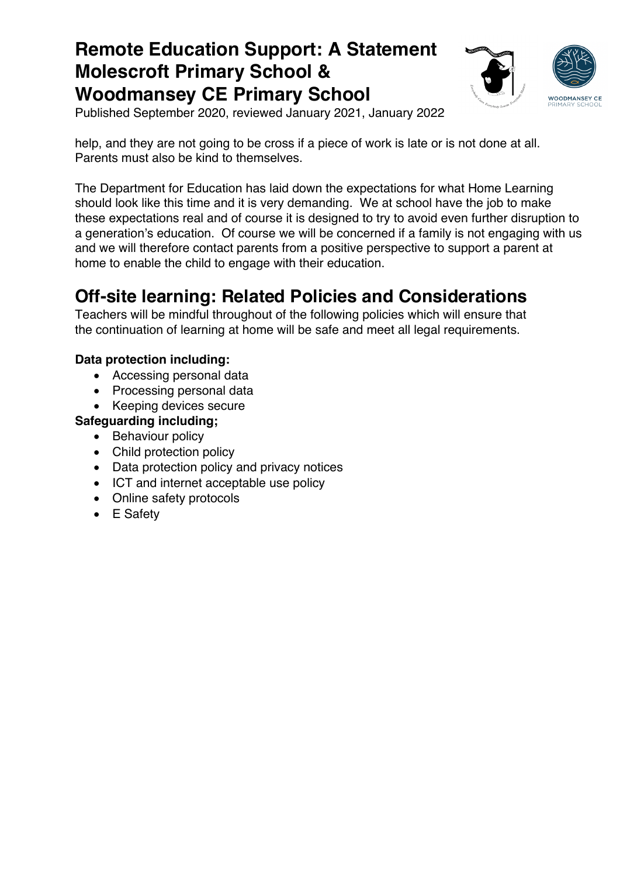help, and they are not going to be cross if a piece of work is late or is not done at all. Parents must also be kind to themselves.

The Department for Education has laid down the expectations for what Home Learning should look like this time and it is very demanding. We at school have the job to make these expectations real and of course it is designed to try to avoid even further disruption to a generation's education. Of course we will be concerned if a family is not engaging with us and we will therefore contact parents from a positive perspective to support a parent at home to enable the child to engage with their education.

## Off-site learning: Related Policies and Considerations

Teachers will be mindful throughout of the following policies which will ensure that the continuation of learning at home will be safe and meet all legal requirements.

**Data protection including:**

- Accessing personal data
- Processing personal data
- Keeping devices secure

**Safeguarding including;**

- Behaviour policy
- Child protection policy
- Data protection policy and privacy notices
- ICT and internet acceptable use policy
- Online safety protocols
- E Safety